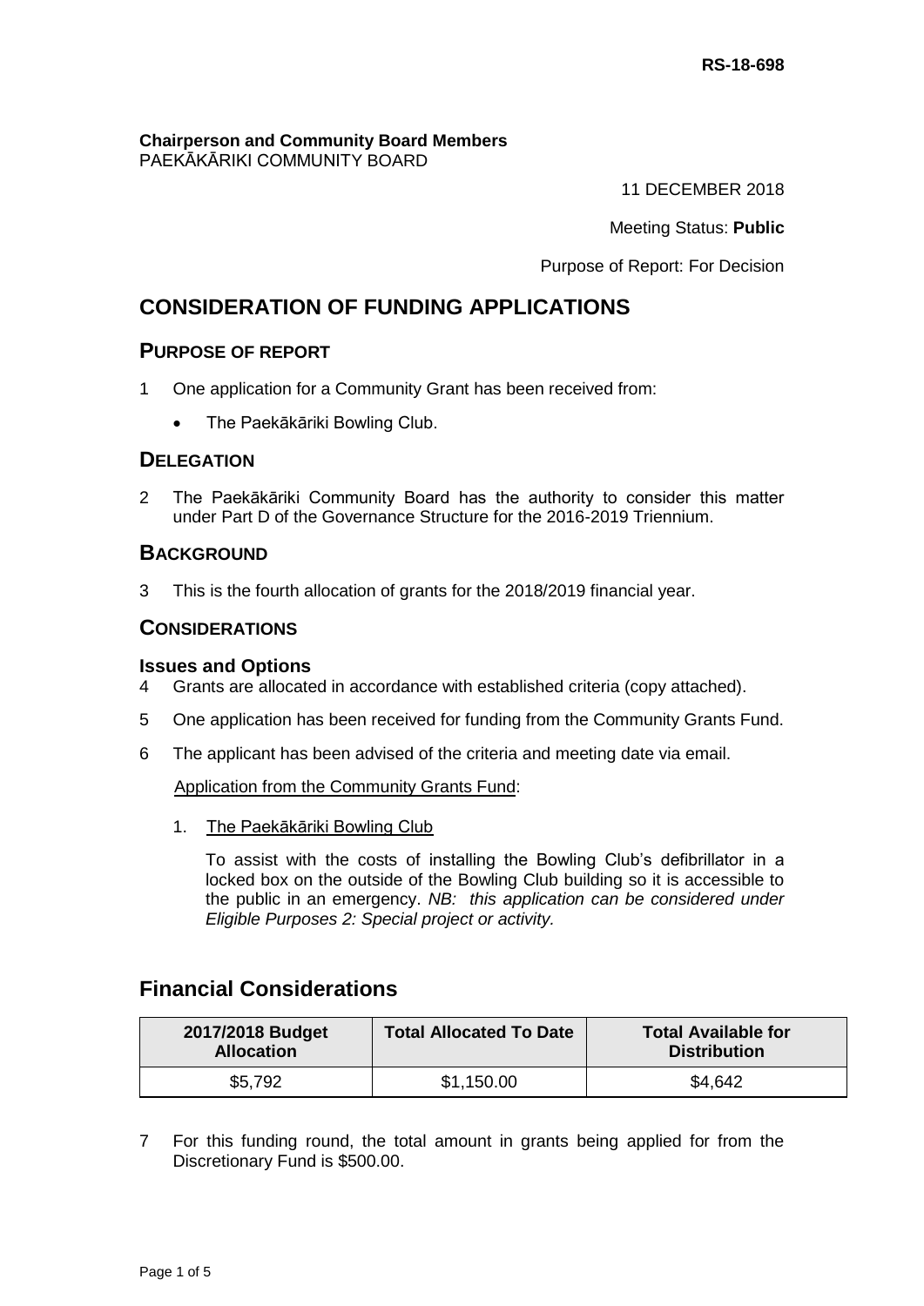RS-18-698

**Chairperson and Community Board Members**
PAEKĀKĀRIKI COMMUNITY BOARD

11 DECEMBER 2018

Meeting Status: **Public**

Purpose of Report: For Decision

# CONSIDERATION OF FUNDING APPLICATIONS

## PURPOSE OF REPORT

1 One application for a Community Grant has been received from:

- The Paekākāriki Bowling Club.

## DELEGATION

2 The Paekākāriki Community Board has the authority to consider this matter under Part D of the Governance Structure for the 2016-2019 Triennium.

## BACKGROUND

3 This is the fourth allocation of grants for the 2018/2019 financial year.

## CONSIDERATIONS

### Issues and Options

4 Grants are allocated in accordance with established criteria (copy attached).

5 One application has been received for funding from the Community Grants Fund.

6 The applicant has been advised of the criteria and meeting date via email.

Application from the Community Grants Fund:

1. The Paekākāriki Bowling Club

   To assist with the costs of installing the Bowling Club's defibrillator in a locked box on the outside of the Bowling Club building so it is accessible to the public in an emergency. *NB: this application can be considered under Eligible Purposes 2: Special project or activity.*

## Financial Considerations

| 2017/2018 Budget Allocation | Total Allocated To Date | Total Available for Distribution |
|---|---|---|
| $5,792 | $1,150.00 | $4,642 |

7 For this funding round, the total amount in grants being applied for from the Discretionary Fund is $500.00.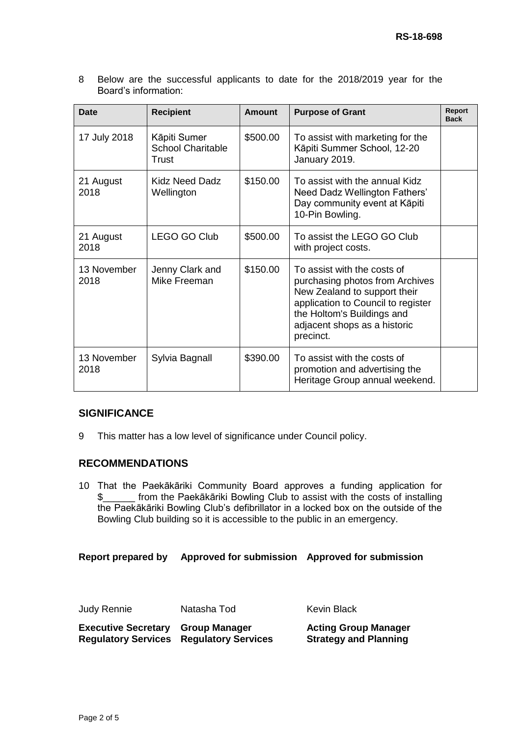8 Below are the successful applicants to date for the 2018/2019 year for the Board's information:

| Date | Recipient | Amount | Purpose of Grant | Report Back |
|---|---|---|---|---|
| 17 July 2018 | Kāpiti Sumer School Charitable Trust | $500.00 | To assist with marketing for the Kāpiti Summer School, 12-20 January 2019. | |
| 21 August 2018 | Kidz Need Dadz Wellington | $150.00 | To assist with the annual Kidz Need Dadz Wellington Fathers' Day community event at Kāpiti 10-Pin Bowling. | |
| 21 August 2018 | LEGO GO Club | $500.00 | To assist the LEGO GO Club with project costs. | |
| 13 November 2018 | Jenny Clark and Mike Freeman | $150.00 | To assist with the costs of purchasing photos from Archives New Zealand to support their application to Council to register the Holtom's Buildings and adjacent shops as a historic precinct. | |
| 13 November 2018 | Sylvia Bagnall | $390.00 | To assist with the costs of promotion and advertising the Heritage Group annual weekend. | |

## SIGNIFICANCE

9 This matter has a low level of significance under Council policy.

## RECOMMENDATIONS

10 That the Paekākāriki Community Board approves a funding application for $______ from the Paekākāriki Bowling Club to assist with the costs of installing the Paekākāriki Bowling Club's defibrillator in a locked box on the outside of the Bowling Club building so it is accessible to the public in an emergency.

| Report prepared by | Approved for submission | Approved for submission |
|---|---|---|
| Judy Rennie | Natasha Tod | Kevin Black |
| **Executive Secretary Regulatory Services** | **Group Manager Regulatory Services** | **Acting Group Manager Strategy and Planning** |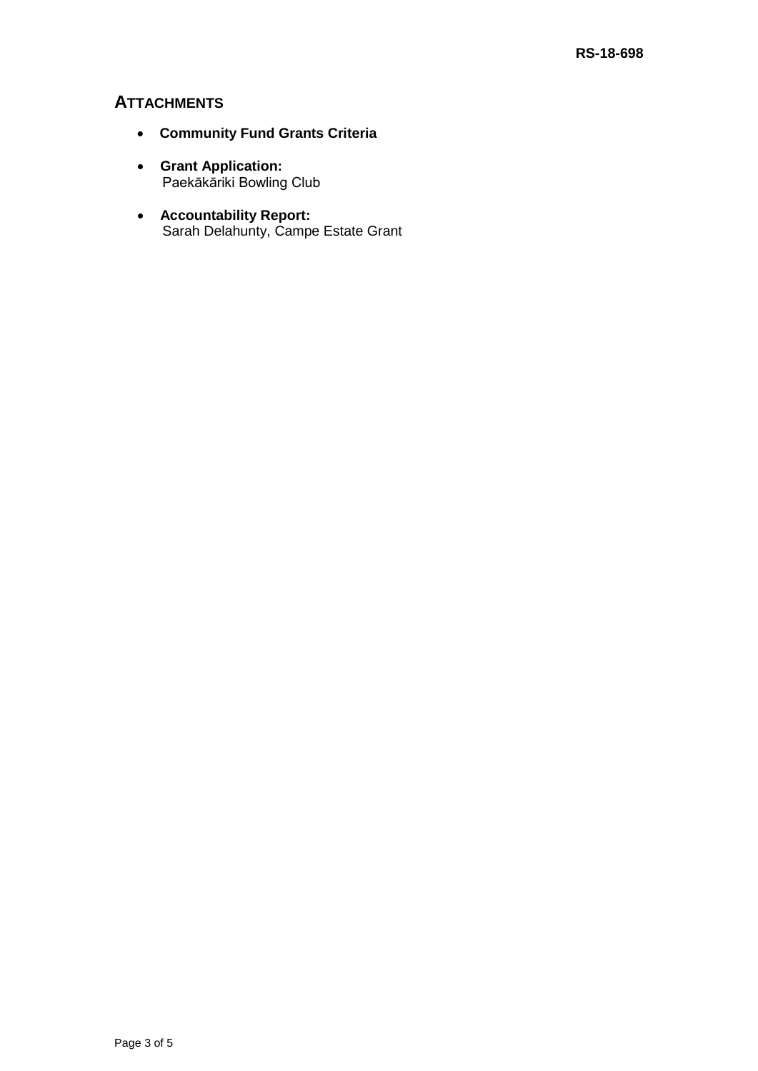## ATTACHMENTS

- **Community Fund Grants Criteria**
- **Grant Application:**
  Paekākāriki Bowling Club
- **Accountability Report:**
  Sarah Delahunty, Campe Estate Grant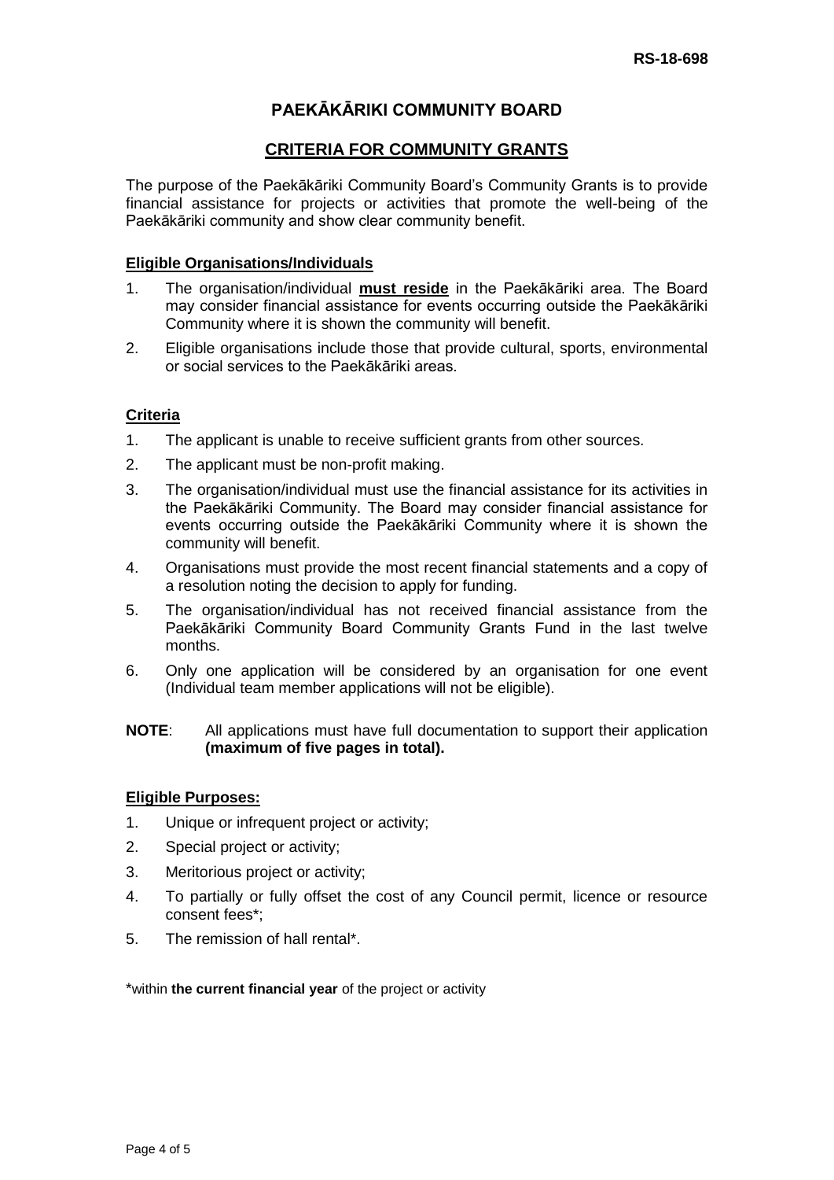RS-18-698

# PAEKĀKĀRIKI COMMUNITY BOARD

## CRITERIA FOR COMMUNITY GRANTS

The purpose of the Paekākāriki Community Board's Community Grants is to provide financial assistance for projects or activities that promote the well-being of the Paekākāriki community and show clear community benefit.

### Eligible Organisations/Individuals

1. The organisation/individual **must reside** in the Paekākāriki area. The Board may consider financial assistance for events occurring outside the Paekākāriki Community where it is shown the community will benefit.
2. Eligible organisations include those that provide cultural, sports, environmental or social services to the Paekākāriki areas.

### Criteria

1. The applicant is unable to receive sufficient grants from other sources.
2. The applicant must be non-profit making.
3. The organisation/individual must use the financial assistance for its activities in the Paekākāriki Community. The Board may consider financial assistance for events occurring outside the Paekākāriki Community where it is shown the community will benefit.
4. Organisations must provide the most recent financial statements and a copy of a resolution noting the decision to apply for funding.
5. The organisation/individual has not received financial assistance from the Paekākāriki Community Board Community Grants Fund in the last twelve months.
6. Only one application will be considered by an organisation for one event (Individual team member applications will not be eligible).

**NOTE**: All applications must have full documentation to support their application **(maximum of five pages in total).**

### Eligible Purposes:

1. Unique or infrequent project or activity;
2. Special project or activity;
3. Meritorious project or activity;
4. To partially or fully offset the cost of any Council permit, licence or resource consent fees*;
5. The remission of hall rental*.

*within **the current financial year** of the project or activity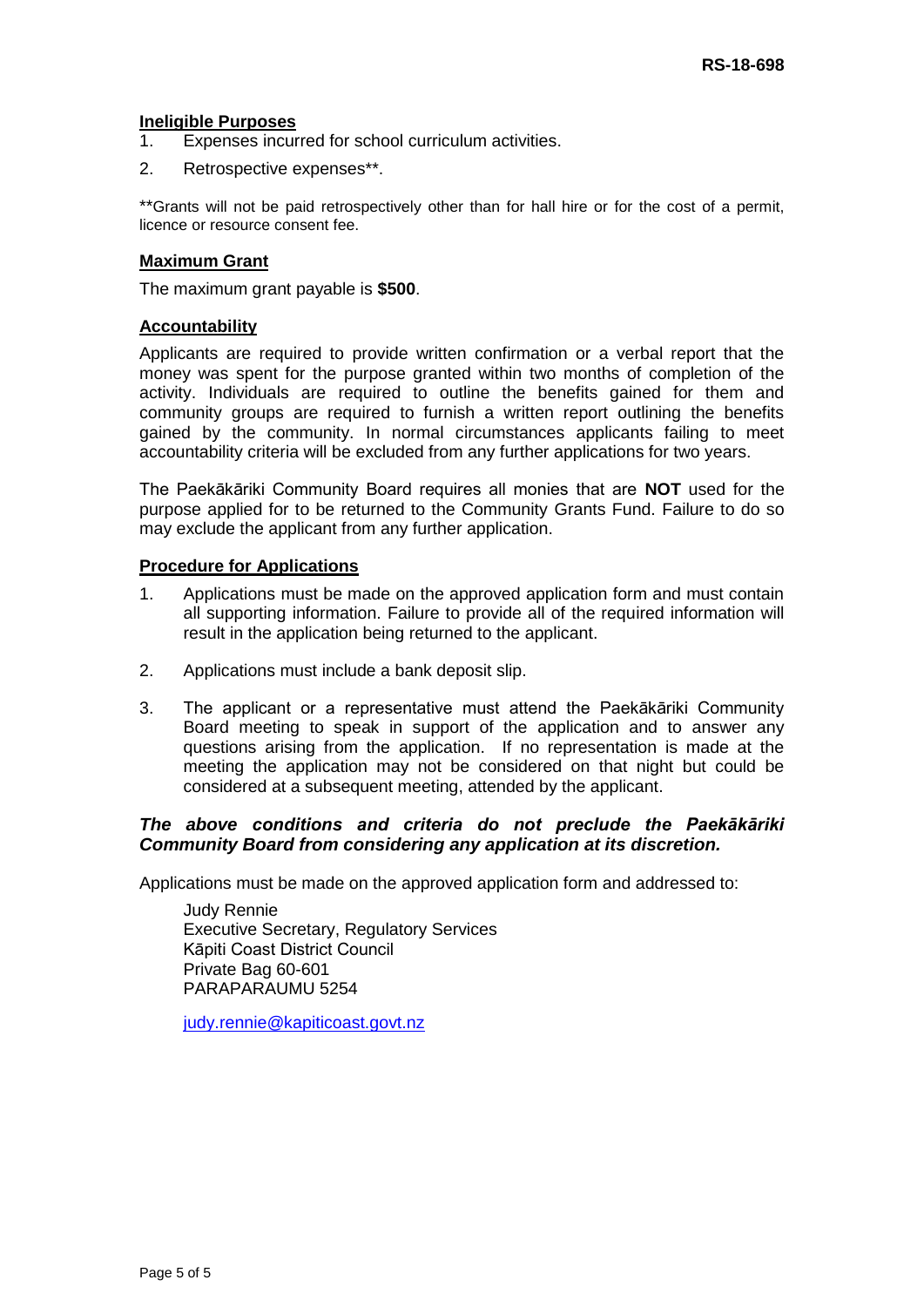## Ineligible Purposes

1. Expenses incurred for school curriculum activities.
2. Retrospective expenses**.

**Grants will not be paid retrospectively other than for hall hire or for the cost of a permit, licence or resource consent fee.

## Maximum Grant

The maximum grant payable is **$500**.

## Accountability

Applicants are required to provide written confirmation or a verbal report that the money was spent for the purpose granted within two months of completion of the activity. Individuals are required to outline the benefits gained for them and community groups are required to furnish a written report outlining the benefits gained by the community. In normal circumstances applicants failing to meet accountability criteria will be excluded from any further applications for two years.

The Paekākāriki Community Board requires all monies that are **NOT** used for the purpose applied for to be returned to the Community Grants Fund. Failure to do so may exclude the applicant from any further application.

## Procedure for Applications

1. Applications must be made on the approved application form and must contain all supporting information. Failure to provide all of the required information will result in the application being returned to the applicant.
2. Applications must include a bank deposit slip.
3. The applicant or a representative must attend the Paekākāriki Community Board meeting to speak in support of the application and to answer any questions arising from the application. If no representation is made at the meeting the application may not be considered on that night but could be considered at a subsequent meeting, attended by the applicant.

***The above conditions and criteria do not preclude the Paekākāriki Community Board from considering any application at its discretion.***

Applications must be made on the approved application form and addressed to:

Judy Rennie
Executive Secretary, Regulatory Services
Kāpiti Coast District Council
Private Bag 60-601
PARAPARAUMU 5254

judy.rennie@kapiticoast.govt.nz